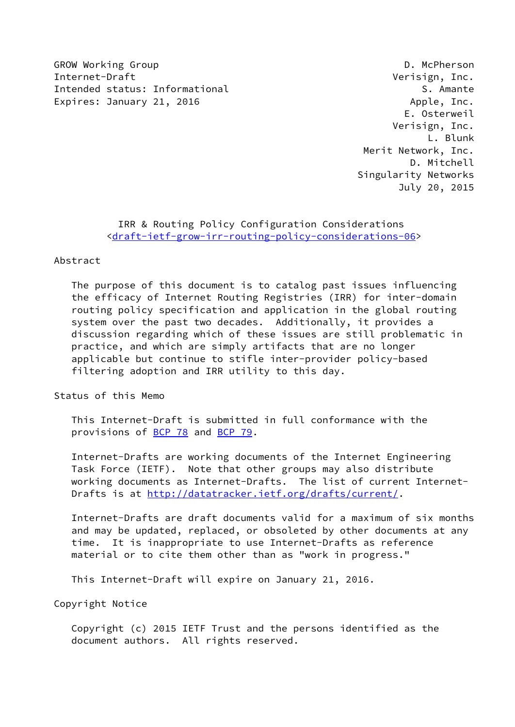GROW Working Group D. McPherson
Internet-Draft Verisign, Inc.
Intended status: Informational S. Amante
Expires: January 21, 2016 Apple, Inc.
E. Osterweil
Verisign, Inc.
L. Blunk
Merit Network, Inc.
D. Mitchell
Singularity Networks
July 20, 2015

# IRR & Routing Policy Configuration Considerations
<draft-ietf-grow-irr-routing-policy-considerations-06>

## Abstract

The purpose of this document is to catalog past issues influencing the efficacy of Internet Routing Registries (IRR) for inter-domain routing policy specification and application in the global routing system over the past two decades. Additionally, it provides a discussion regarding which of these issues are still problematic in practice, and which are simply artifacts that are no longer applicable but continue to stifle inter-provider policy-based filtering adoption and IRR utility to this day.

## Status of this Memo

This Internet-Draft is submitted in full conformance with the provisions of BCP 78 and BCP 79.

Internet-Drafts are working documents of the Internet Engineering Task Force (IETF). Note that other groups may also distribute working documents as Internet-Drafts. The list of current Internet-Drafts is at http://datatracker.ietf.org/drafts/current/.

Internet-Drafts are draft documents valid for a maximum of six months and may be updated, replaced, or obsoleted by other documents at any time. It is inappropriate to use Internet-Drafts as reference material or to cite them other than as "work in progress."

This Internet-Draft will expire on January 21, 2016.

## Copyright Notice

Copyright (c) 2015 IETF Trust and the persons identified as the document authors. All rights reserved.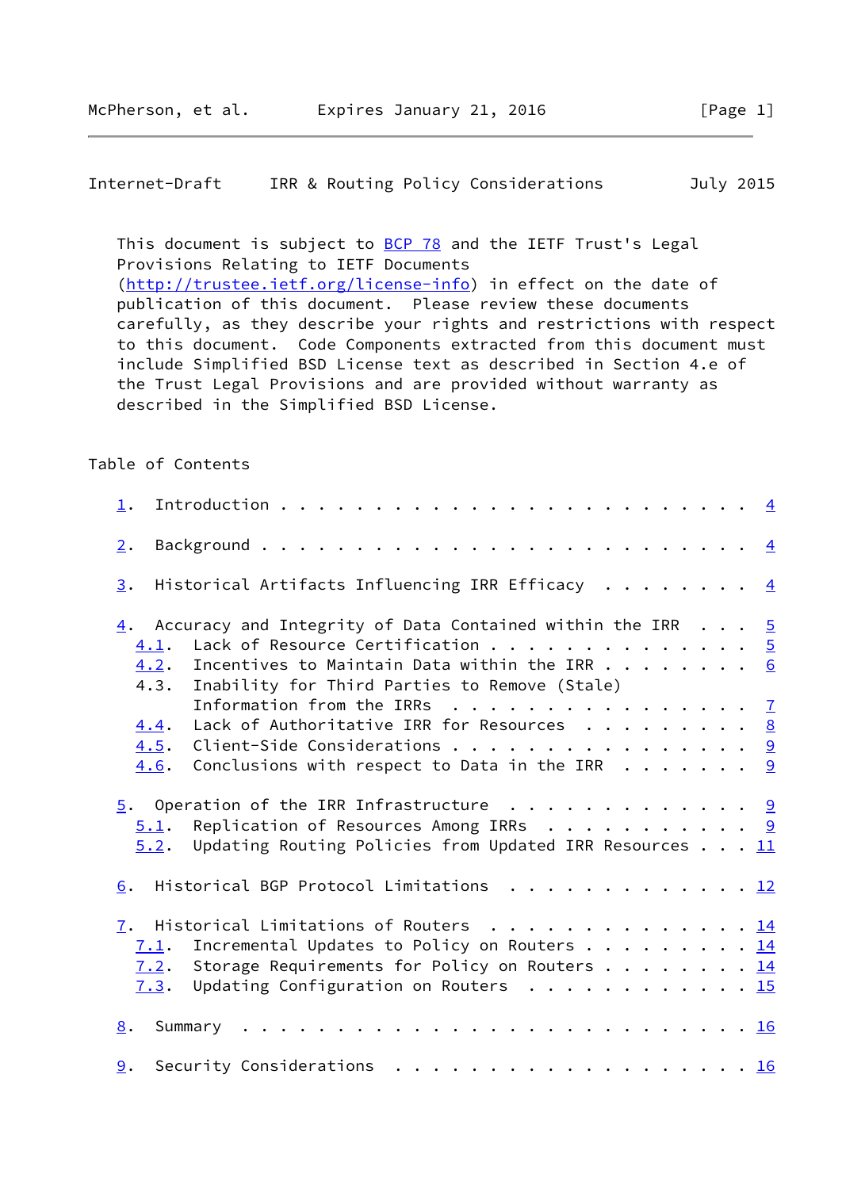This document is subject to BCP 78 and the IETF Trust's Legal Provisions Relating to IETF Documents (http://trustee.ietf.org/license-info) in effect on the date of publication of this document. Please review these documents carefully, as they describe your rights and restrictions with respect to this document. Code Components extracted from this document must include Simplified BSD License text as described in Section 4.e of the Trust Legal Provisions and are provided without warranty as described in the Simplified BSD License.

## Table of Contents

1. Introduction . . . . . . . . . . . . . . . . . . . . . . . . 4
2. Background . . . . . . . . . . . . . . . . . . . . . . . . . 4
3. Historical Artifacts Influencing IRR Efficacy . . . . . . . . 4
4. Accuracy and Integrity of Data Contained within the IRR . . . 5
   - 4.1. Lack of Resource Certification . . . . . . . . . . . . . 5
   - 4.2. Incentives to Maintain Data within the IRR . . . . . . . 6
   - 4.3. Inability for Third Parties to Remove (Stale) Information from the IRRs . . . . . . . . . . . . . . . . 7
   - 4.4. Lack of Authoritative IRR for Resources . . . . . . . . . 8
   - 4.5. Client-Side Considerations . . . . . . . . . . . . . . . 9
   - 4.6. Conclusions with respect to Data in the IRR . . . . . . . 9
5. Operation of the IRR Infrastructure . . . . . . . . . . . . . 9
   - 5.1. Replication of Resources Among IRRs . . . . . . . . . . . 9
   - 5.2. Updating Routing Policies from Updated IRR Resources . . . 11
6. Historical BGP Protocol Limitations . . . . . . . . . . . . . 12
7. Historical Limitations of Routers . . . . . . . . . . . . . . 14
   - 7.1. Incremental Updates to Policy on Routers . . . . . . . . . 14
   - 7.2. Storage Requirements for Policy on Routers . . . . . . . 14
   - 7.3. Updating Configuration on Routers . . . . . . . . . . . . 15
8. Summary . . . . . . . . . . . . . . . . . . . . . . . . . . . 16
9. Security Considerations . . . . . . . . . . . . . . . . . . . 16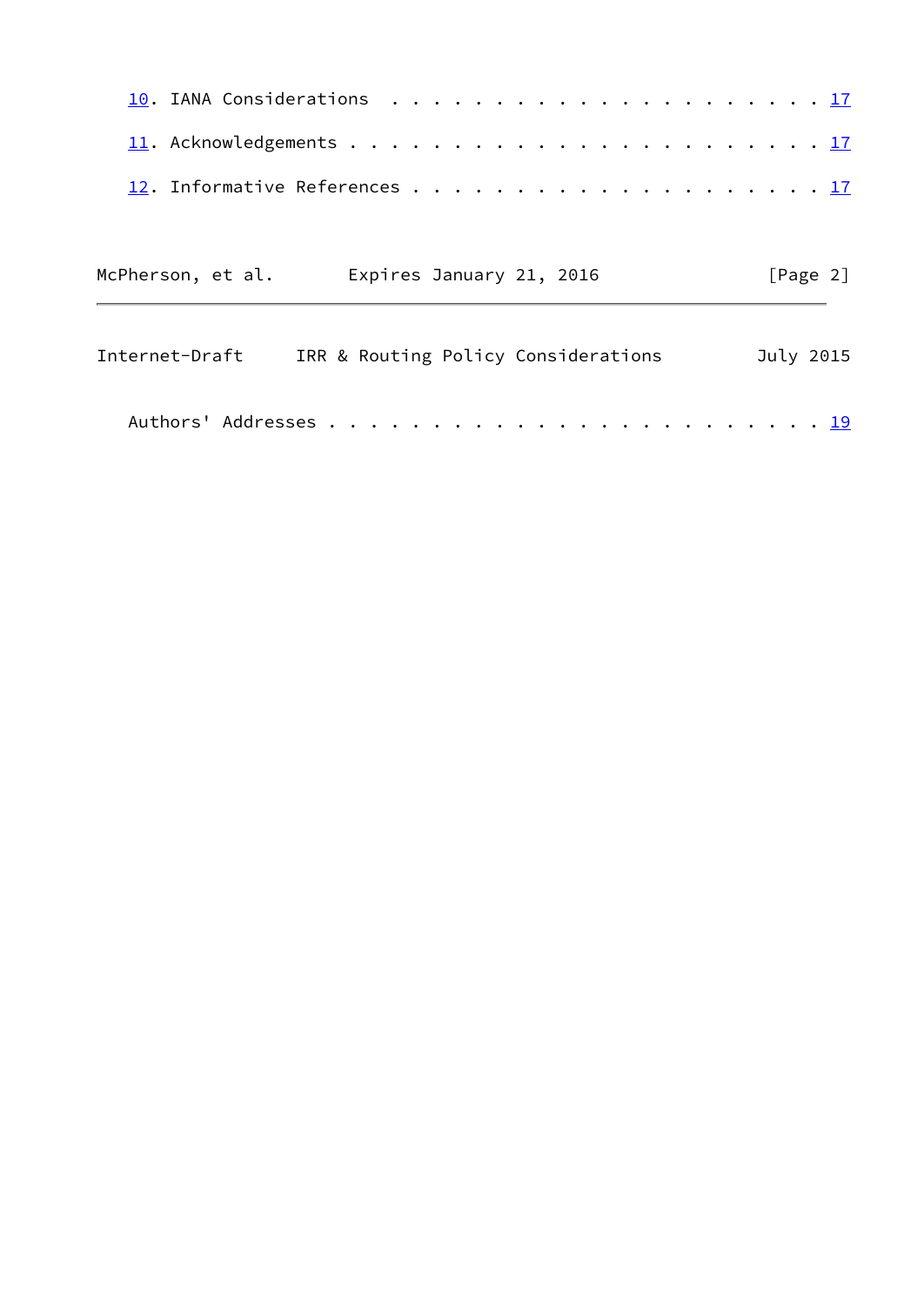10. IANA Considerations . . . . . . . . . . . . . . . . . . . . . 17
   11. Acknowledgements . . . . . . . . . . . . . . . . . . . . . . 17
   12. Informative References . . . . . . . . . . . . . . . . . . . 17

   Authors' Addresses . . . . . . . . . . . . . . . . . . . . . . . 19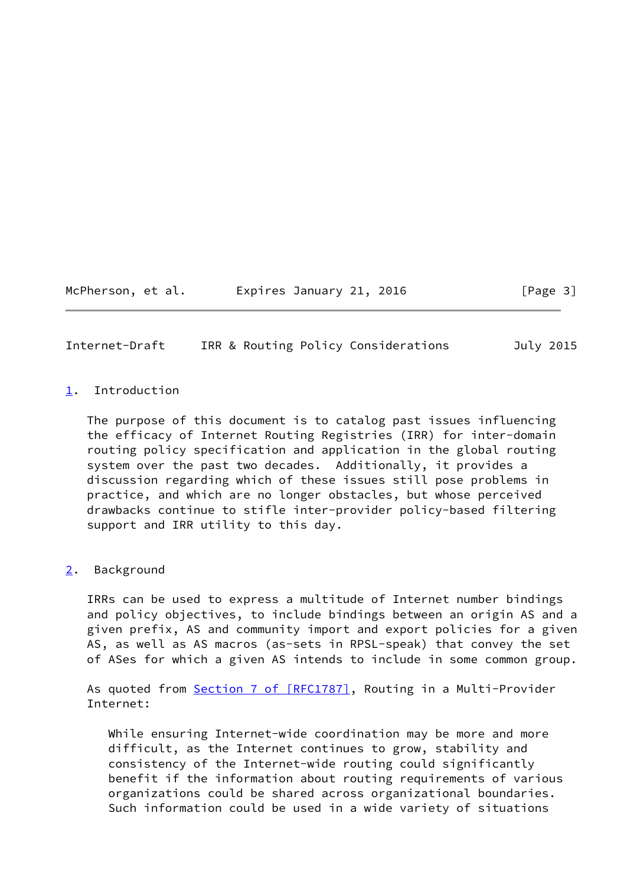## 1. Introduction

The purpose of this document is to catalog past issues influencing the efficacy of Internet Routing Registries (IRR) for inter-domain routing policy specification and application in the global routing system over the past two decades. Additionally, it provides a discussion regarding which of these issues still pose problems in practice, and which are no longer obstacles, but whose perceived drawbacks continue to stifle inter-provider policy-based filtering support and IRR utility to this day.

## 2. Background

IRRs can be used to express a multitude of Internet number bindings and policy objectives, to include bindings between an origin AS and a given prefix, AS and community import and export policies for a given AS, as well as AS macros (as-sets in RPSL-speak) that convey the set of ASes for which a given AS intends to include in some common group.

As quoted from Section 7 of [RFC1787], Routing in a Multi-Provider Internet:

> While ensuring Internet-wide coordination may be more and more difficult, as the Internet continues to grow, stability and consistency of the Internet-wide routing could significantly benefit if the information about routing requirements of various organizations could be shared across organizational boundaries. Such information could be used in a wide variety of situations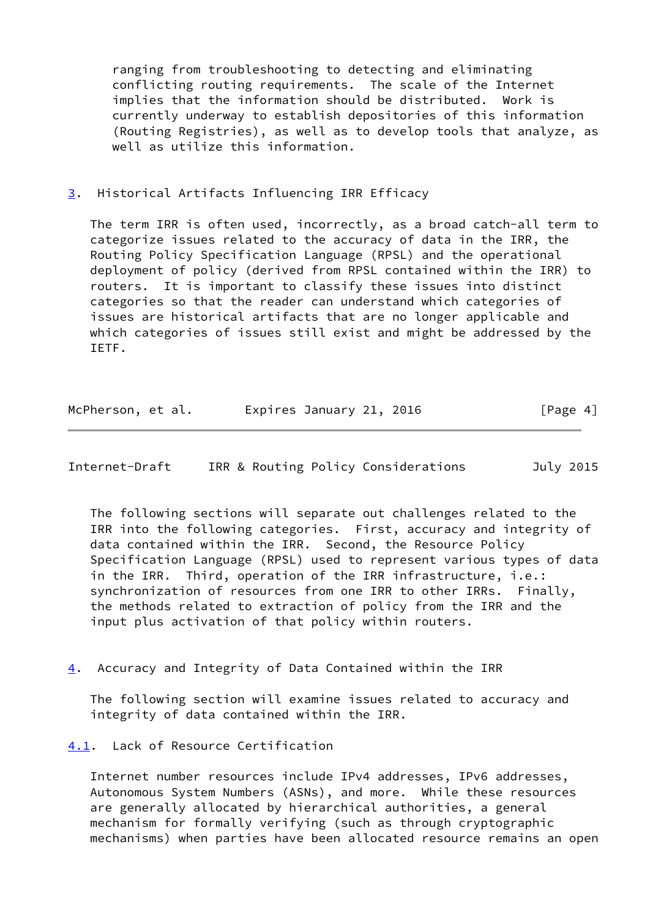ranging from troubleshooting to detecting and eliminating conflicting routing requirements. The scale of the Internet implies that the information should be distributed. Work is currently underway to establish depositories of this information (Routing Registries), as well as to develop tools that analyze, as well as utilize this information.

## 3. Historical Artifacts Influencing IRR Efficacy

The term IRR is often used, incorrectly, as a broad catch-all term to categorize issues related to the accuracy of data in the IRR, the Routing Policy Specification Language (RPSL) and the operational deployment of policy (derived from RPSL contained within the IRR) to routers. It is important to classify these issues into distinct categories so that the reader can understand which categories of issues are historical artifacts that are no longer applicable and which categories of issues still exist and might be addressed by the IETF.

The following sections will separate out challenges related to the IRR into the following categories. First, accuracy and integrity of data contained within the IRR. Second, the Resource Policy Specification Language (RPSL) used to represent various types of data in the IRR. Third, operation of the IRR infrastructure, i.e.: synchronization of resources from one IRR to other IRRs. Finally, the methods related to extraction of policy from the IRR and the input plus activation of that policy within routers.

## 4. Accuracy and Integrity of Data Contained within the IRR

The following section will examine issues related to accuracy and integrity of data contained within the IRR.

### 4.1. Lack of Resource Certification

Internet number resources include IPv4 addresses, IPv6 addresses, Autonomous System Numbers (ASNs), and more. While these resources are generally allocated by hierarchical authorities, a general mechanism for formally verifying (such as through cryptographic mechanisms) when parties have been allocated resource remains an open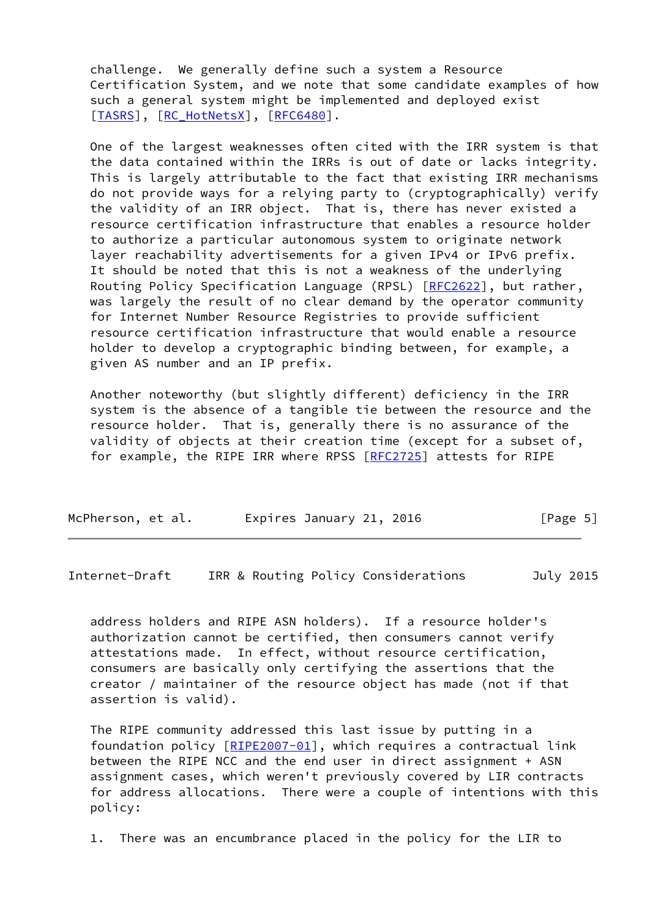challenge. We generally define such a system a Resource Certification System, and we note that some candidate examples of how such a general system might be implemented and deployed exist [TASRS], [RC_HotNetsX], [RFC6480].

One of the largest weaknesses often cited with the IRR system is that the data contained within the IRRs is out of date or lacks integrity. This is largely attributable to the fact that existing IRR mechanisms do not provide ways for a relying party to (cryptographically) verify the validity of an IRR object. That is, there has never existed a resource certification infrastructure that enables a resource holder to authorize a particular autonomous system to originate network layer reachability advertisements for a given IPv4 or IPv6 prefix. It should be noted that this is not a weakness of the underlying Routing Policy Specification Language (RPSL) [RFC2622], but rather, was largely the result of no clear demand by the operator community for Internet Number Resource Registries to provide sufficient resource certification infrastructure that would enable a resource holder to develop a cryptographic binding between, for example, a given AS number and an IP prefix.

Another noteworthy (but slightly different) deficiency in the IRR system is the absence of a tangible tie between the resource and the resource holder. That is, generally there is no assurance of the validity of objects at their creation time (except for a subset of, for example, the RIPE IRR where RPSS [RFC2725] attests for RIPE address holders and RIPE ASN holders). If a resource holder's authorization cannot be certified, then consumers cannot verify attestations made. In effect, without resource certification, consumers are basically only certifying the assertions that the creator / maintainer of the resource object has made (not if that assertion is valid).

The RIPE community addressed this last issue by putting in a foundation policy [RIPE2007-01], which requires a contractual link between the RIPE NCC and the end user in direct assignment + ASN assignment cases, which weren't previously covered by LIR contracts for address allocations. There were a couple of intentions with this policy:

1. There was an encumbrance placed in the policy for the LIR to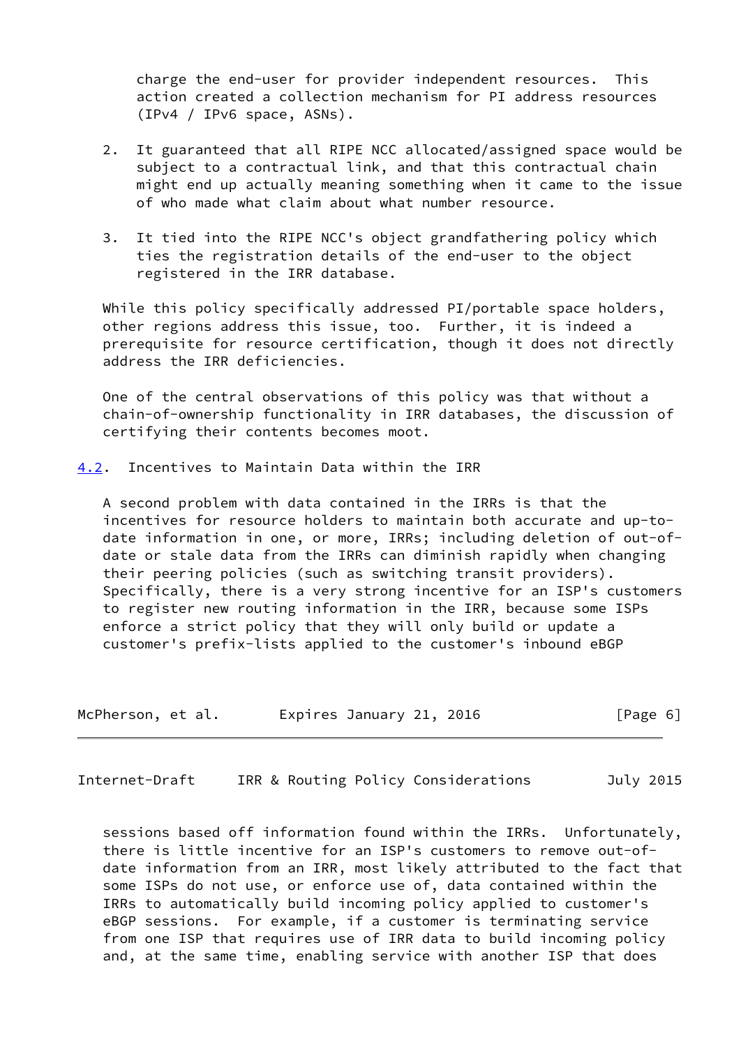charge the end-user for provider independent resources. This action created a collection mechanism for PI address resources (IPv4 / IPv6 space, ASNs).

2. It guaranteed that all RIPE NCC allocated/assigned space would be subject to a contractual link, and that this contractual chain might end up actually meaning something when it came to the issue of who made what claim about what number resource.

3. It tied into the RIPE NCC's object grandfathering policy which ties the registration details of the end-user to the object registered in the IRR database.

While this policy specifically addressed PI/portable space holders, other regions address this issue, too. Further, it is indeed a prerequisite for resource certification, though it does not directly address the IRR deficiencies.

One of the central observations of this policy was that without a chain-of-ownership functionality in IRR databases, the discussion of certifying their contents becomes moot.

### 4.2. Incentives to Maintain Data within the IRR

A second problem with data contained in the IRRs is that the incentives for resource holders to maintain both accurate and up-to-date information in one, or more, IRRs; including deletion of out-of-date or stale data from the IRRs can diminish rapidly when changing their peering policies (such as switching transit providers). Specifically, there is a very strong incentive for an ISP's customers to register new routing information in the IRR, because some ISPs enforce a strict policy that they will only build or update a customer's prefix-lists applied to the customer's inbound eBGP sessions based off information found within the IRRs. Unfortunately, there is little incentive for an ISP's customers to remove out-of-date information from an IRR, most likely attributed to the fact that some ISPs do not use, or enforce use of, data contained within the IRRs to automatically build incoming policy applied to customer's eBGP sessions. For example, if a customer is terminating service from one ISP that requires use of IRR data to build incoming policy and, at the same time, enabling service with another ISP that does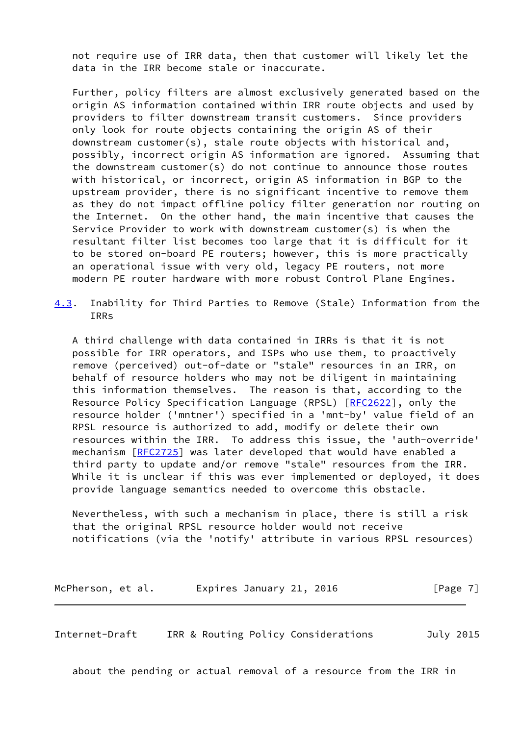not require use of IRR data, then that customer will likely let the data in the IRR become stale or inaccurate.

Further, policy filters are almost exclusively generated based on the origin AS information contained within IRR route objects and used by providers to filter downstream transit customers. Since providers only look for route objects containing the origin AS of their downstream customer(s), stale route objects with historical and, possibly, incorrect origin AS information are ignored. Assuming that the downstream customer(s) do not continue to announce those routes with historical, or incorrect, origin AS information in BGP to the upstream provider, there is no significant incentive to remove them as they do not impact offline policy filter generation nor routing on the Internet. On the other hand, the main incentive that causes the Service Provider to work with downstream customer(s) is when the resultant filter list becomes too large that it is difficult for it to be stored on-board PE routers; however, this is more practically an operational issue with very old, legacy PE routers, not more modern PE router hardware with more robust Control Plane Engines.

### 4.3. Inability for Third Parties to Remove (Stale) Information from the IRRs

A third challenge with data contained in IRRs is that it is not possible for IRR operators, and ISPs who use them, to proactively remove (perceived) out-of-date or "stale" resources in an IRR, on behalf of resource holders who may not be diligent in maintaining this information themselves. The reason is that, according to the Resource Policy Specification Language (RPSL) [RFC2622], only the resource holder ('mntner') specified in a 'mnt-by' value field of an RPSL resource is authorized to add, modify or delete their own resources within the IRR. To address this issue, the 'auth-override' mechanism [RFC2725] was later developed that would have enabled a third party to update and/or remove "stale" resources from the IRR. While it is unclear if this was ever implemented or deployed, it does provide language semantics needed to overcome this obstacle.

Nevertheless, with such a mechanism in place, there is still a risk that the original RPSL resource holder would not receive notifications (via the 'notify' attribute in various RPSL resources) about the pending or actual removal of a resource from the IRR in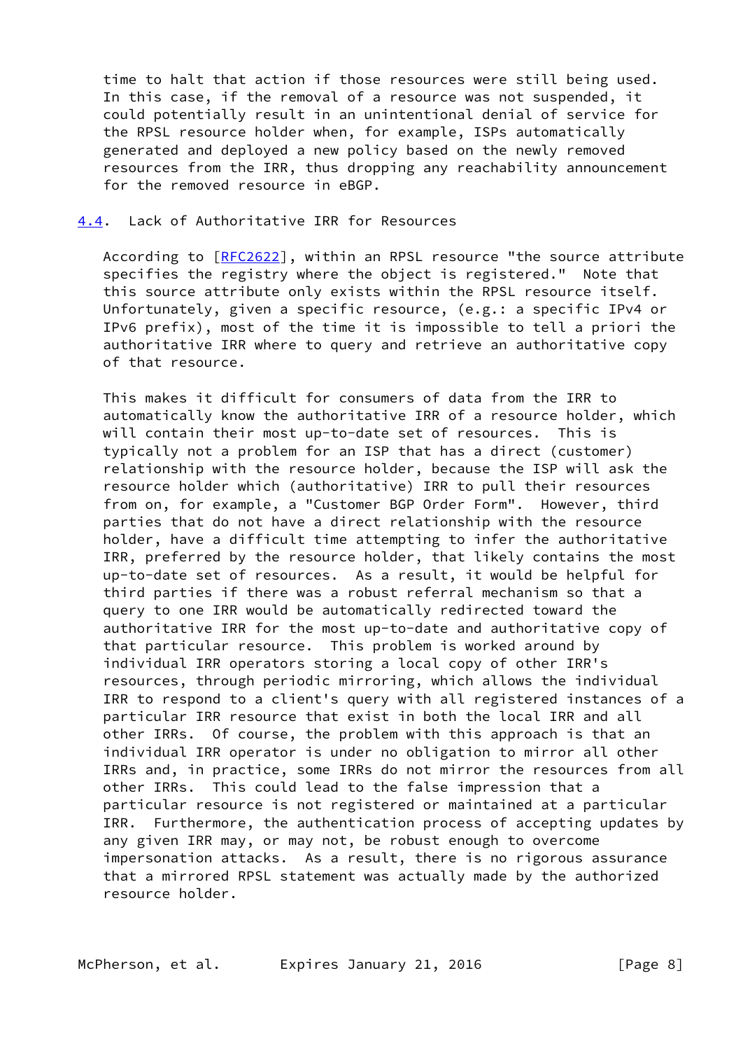time to halt that action if those resources were still being used. In this case, if the removal of a resource was not suspended, it could potentially result in an unintentional denial of service for the RPSL resource holder when, for example, ISPs automatically generated and deployed a new policy based on the newly removed resources from the IRR, thus dropping any reachability announcement for the removed resource in eBGP.

### 4.4. Lack of Authoritative IRR for Resources

According to [RFC2622], within an RPSL resource "the source attribute specifies the registry where the object is registered." Note that this source attribute only exists within the RPSL resource itself. Unfortunately, given a specific resource, (e.g.: a specific IPv4 or IPv6 prefix), most of the time it is impossible to tell a priori the authoritative IRR where to query and retrieve an authoritative copy of that resource.

This makes it difficult for consumers of data from the IRR to automatically know the authoritative IRR of a resource holder, which will contain their most up-to-date set of resources. This is typically not a problem for an ISP that has a direct (customer) relationship with the resource holder, because the ISP will ask the resource holder which (authoritative) IRR to pull their resources from on, for example, a "Customer BGP Order Form". However, third parties that do not have a direct relationship with the resource holder, have a difficult time attempting to infer the authoritative IRR, preferred by the resource holder, that likely contains the most up-to-date set of resources. As a result, it would be helpful for third parties if there was a robust referral mechanism so that a query to one IRR would be automatically redirected toward the authoritative IRR for the most up-to-date and authoritative copy of that particular resource. This problem is worked around by individual IRR operators storing a local copy of other IRR's resources, through periodic mirroring, which allows the individual IRR to respond to a client's query with all registered instances of a particular IRR resource that exist in both the local IRR and all other IRRs. Of course, the problem with this approach is that an individual IRR operator is under no obligation to mirror all other IRRs and, in practice, some IRRs do not mirror the resources from all other IRRs. This could lead to the false impression that a particular resource is not registered or maintained at a particular IRR. Furthermore, the authentication process of accepting updates by any given IRR may, or may not, be robust enough to overcome impersonation attacks. As a result, there is no rigorous assurance that a mirrored RPSL statement was actually made by the authorized resource holder.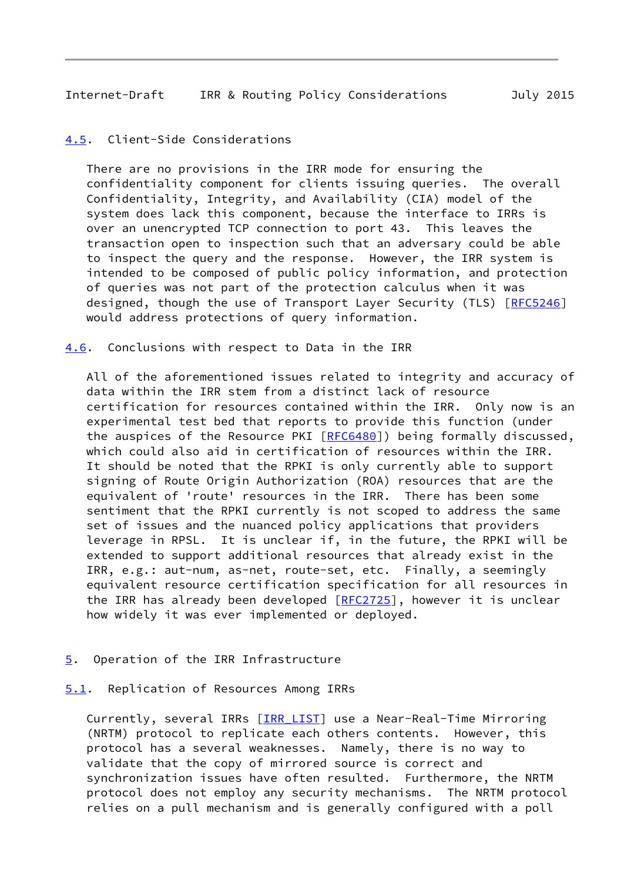### 4.5. Client-Side Considerations

There are no provisions in the IRR mode for ensuring the confidentiality component for clients issuing queries. The overall Confidentiality, Integrity, and Availability (CIA) model of the system does lack this component, because the interface to IRRs is over an unencrypted TCP connection to port 43. This leaves the transaction open to inspection such that an adversary could be able to inspect the query and the response. However, the IRR system is intended to be composed of public policy information, and protection of queries was not part of the protection calculus when it was designed, though the use of Transport Layer Security (TLS) [RFC5246] would address protections of query information.

### 4.6. Conclusions with respect to Data in the IRR

All of the aforementioned issues related to integrity and accuracy of data within the IRR stem from a distinct lack of resource certification for resources contained within the IRR. Only now is an experimental test bed that reports to provide this function (under the auspices of the Resource PKI [RFC6480]) being formally discussed, which could also aid in certification of resources within the IRR. It should be noted that the RPKI is only currently able to support signing of Route Origin Authorization (ROA) resources that are the equivalent of 'route' resources in the IRR. There has been some sentiment that the RPKI currently is not scoped to address the same set of issues and the nuanced policy applications that providers leverage in RPSL. It is unclear if, in the future, the RPKI will be extended to support additional resources that already exist in the IRR, e.g.: aut-num, as-net, route-set, etc. Finally, a seemingly equivalent resource certification specification for all resources in the IRR has already been developed [RFC2725], however it is unclear how widely it was ever implemented or deployed.

## 5. Operation of the IRR Infrastructure

### 5.1. Replication of Resources Among IRRs

Currently, several IRRs [IRR_LIST] use a Near-Real-Time Mirroring (NRTM) protocol to replicate each others contents. However, this protocol has a several weaknesses. Namely, there is no way to validate that the copy of mirrored source is correct and synchronization issues have often resulted. Furthermore, the NRTM protocol does not employ any security mechanisms. The NRTM protocol relies on a pull mechanism and is generally configured with a poll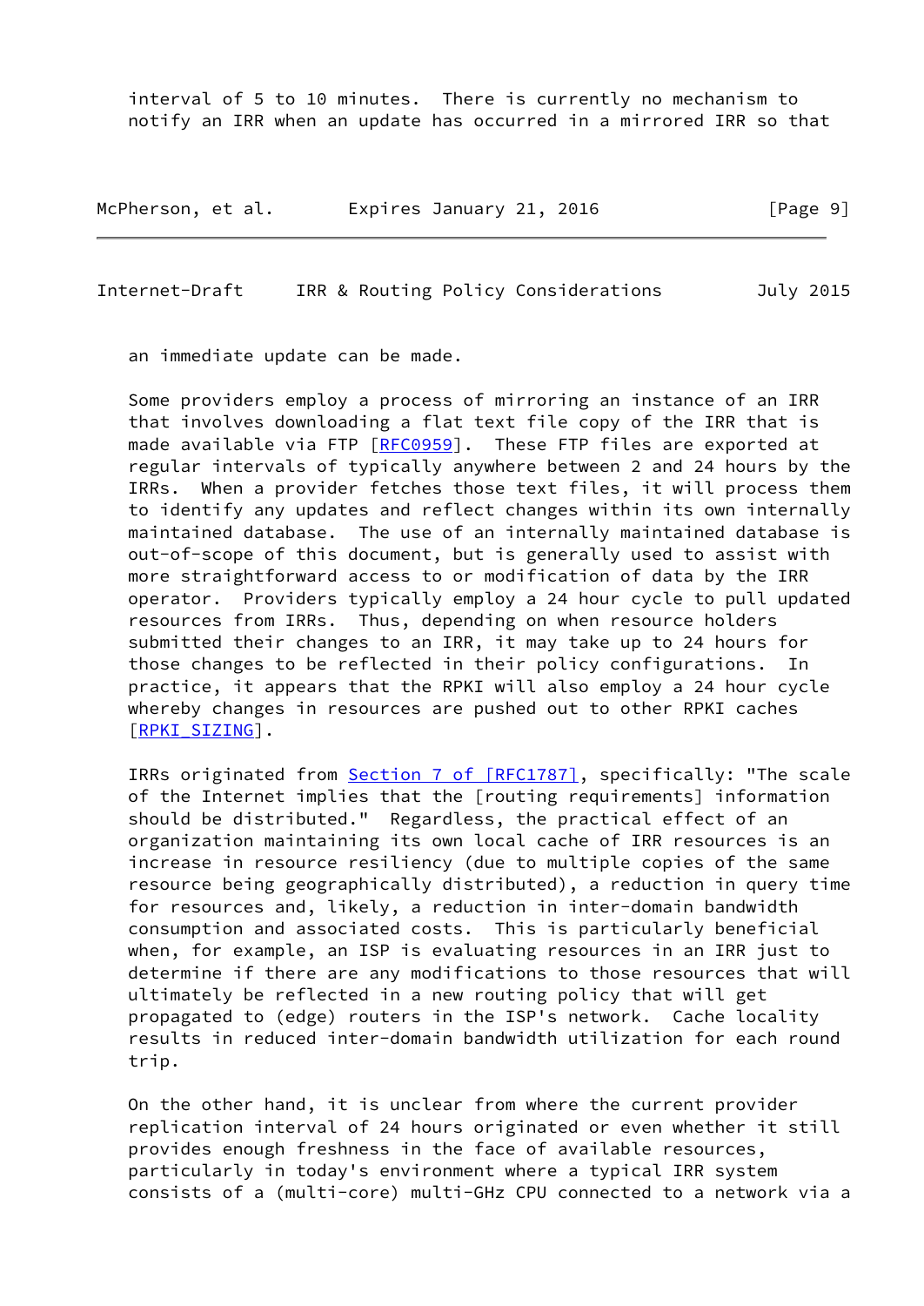interval of 5 to 10 minutes. There is currently no mechanism to notify an IRR when an update has occurred in a mirrored IRR so that an immediate update can be made.

Some providers employ a process of mirroring an instance of an IRR that involves downloading a flat text file copy of the IRR that is made available via FTP [RFC0959]. These FTP files are exported at regular intervals of typically anywhere between 2 and 24 hours by the IRRs. When a provider fetches those text files, it will process them to identify any updates and reflect changes within its own internally maintained database. The use of an internally maintained database is out-of-scope of this document, but is generally used to assist with more straightforward access to or modification of data by the IRR operator. Providers typically employ a 24 hour cycle to pull updated resources from IRRs. Thus, depending on when resource holders submitted their changes to an IRR, it may take up to 24 hours for those changes to be reflected in their policy configurations. In practice, it appears that the RPKI will also employ a 24 hour cycle whereby changes in resources are pushed out to other RPKI caches [RPKI_SIZING].

IRRs originated from Section 7 of [RFC1787], specifically: "The scale of the Internet implies that the [routing requirements] information should be distributed." Regardless, the practical effect of an organization maintaining its own local cache of IRR resources is an increase in resource resiliency (due to multiple copies of the same resource being geographically distributed), a reduction in query time for resources and, likely, a reduction in inter-domain bandwidth consumption and associated costs. This is particularly beneficial when, for example, an ISP is evaluating resources in an IRR just to determine if there are any modifications to those resources that will ultimately be reflected in a new routing policy that will get propagated to (edge) routers in the ISP's network. Cache locality results in reduced inter-domain bandwidth utilization for each round trip.

On the other hand, it is unclear from where the current provider replication interval of 24 hours originated or even whether it still provides enough freshness in the face of available resources, particularly in today's environment where a typical IRR system consists of a (multi-core) multi-GHz CPU connected to a network via a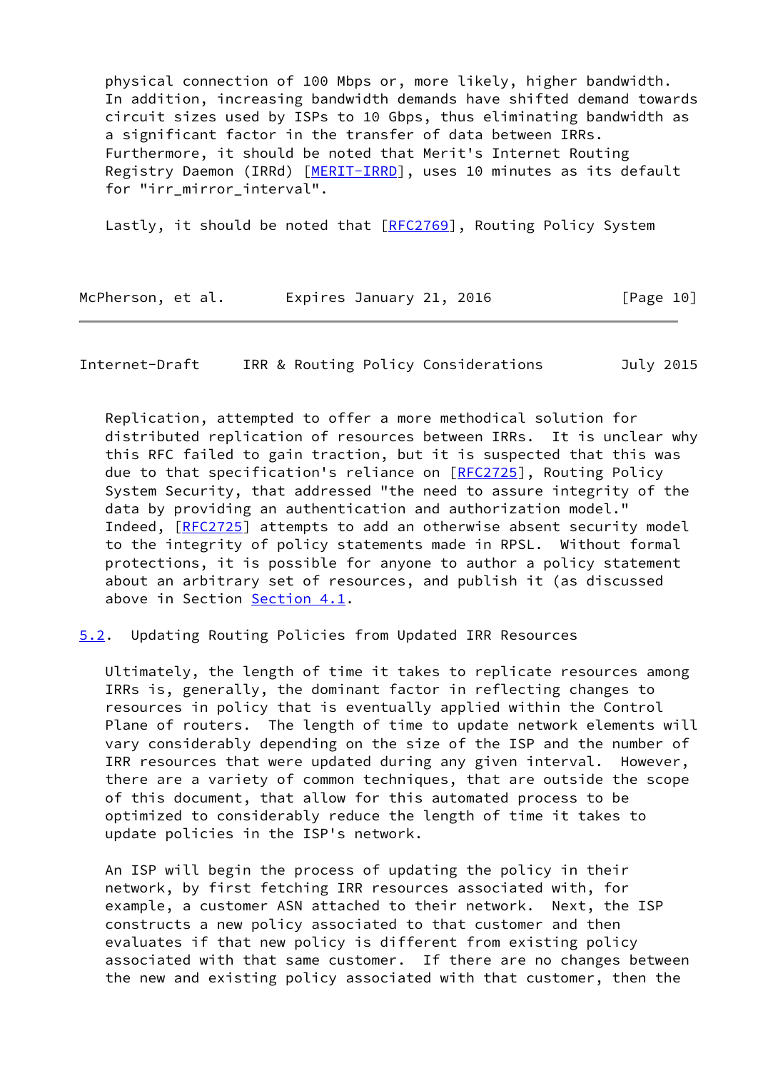physical connection of 100 Mbps or, more likely, higher bandwidth. In addition, increasing bandwidth demands have shifted demand towards circuit sizes used by ISPs to 10 Gbps, thus eliminating bandwidth as a significant factor in the transfer of data between IRRs. Furthermore, it should be noted that Merit's Internet Routing Registry Daemon (IRRd) [MERIT-IRRD], uses 10 minutes as its default for "irr_mirror_interval".

Lastly, it should be noted that [RFC2769], Routing Policy System Replication, attempted to offer a more methodical solution for distributed replication of resources between IRRs. It is unclear why this RFC failed to gain traction, but it is suspected that this was due to that specification's reliance on [RFC2725], Routing Policy System Security, that addressed "the need to assure integrity of the data by providing an authentication and authorization model." Indeed, [RFC2725] attempts to add an otherwise absent security model to the integrity of policy statements made in RPSL. Without formal protections, it is possible for anyone to author a policy statement about an arbitrary set of resources, and publish it (as discussed above in Section Section 4.1.

## 5.2. Updating Routing Policies from Updated IRR Resources

Ultimately, the length of time it takes to replicate resources among IRRs is, generally, the dominant factor in reflecting changes to resources in policy that is eventually applied within the Control Plane of routers. The length of time to update network elements will vary considerably depending on the size of the ISP and the number of IRR resources that were updated during any given interval. However, there are a variety of common techniques, that are outside the scope of this document, that allow for this automated process to be optimized to considerably reduce the length of time it takes to update policies in the ISP's network.

An ISP will begin the process of updating the policy in their network, by first fetching IRR resources associated with, for example, a customer ASN attached to their network. Next, the ISP constructs a new policy associated to that customer and then evaluates if that new policy is different from existing policy associated with that same customer. If there are no changes between the new and existing policy associated with that customer, then the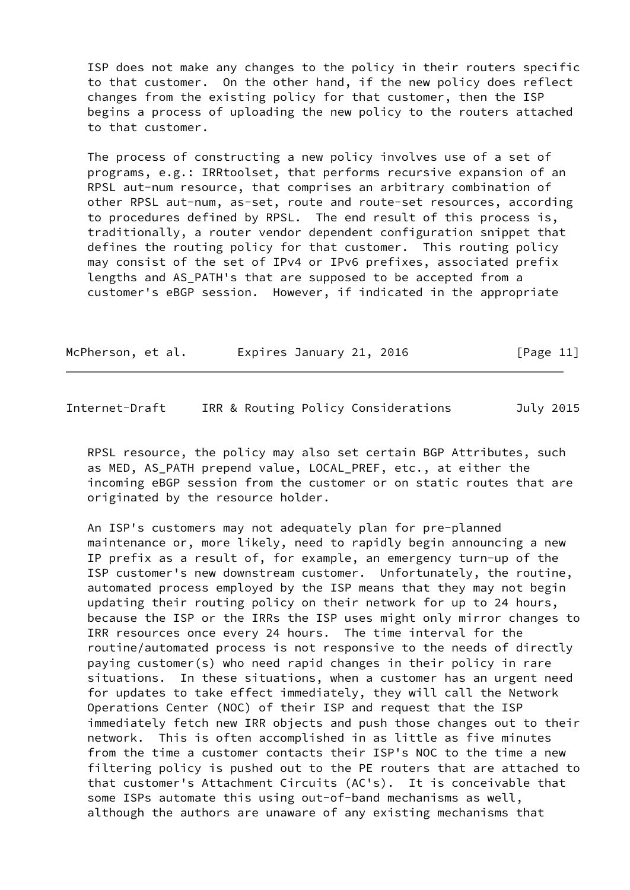ISP does not make any changes to the policy in their routers specific to that customer. On the other hand, if the new policy does reflect changes from the existing policy for that customer, then the ISP begins a process of uploading the new policy to the routers attached to that customer.

The process of constructing a new policy involves use of a set of programs, e.g.: IRRtoolset, that performs recursive expansion of an RPSL aut-num resource, that comprises an arbitrary combination of other RPSL aut-num, as-set, route and route-set resources, according to procedures defined by RPSL. The end result of this process is, traditionally, a router vendor dependent configuration snippet that defines the routing policy for that customer. This routing policy may consist of the set of IPv4 or IPv6 prefixes, associated prefix lengths and AS_PATH's that are supposed to be accepted from a customer's eBGP session. However, if indicated in the appropriate RPSL resource, the policy may also set certain BGP Attributes, such as MED, AS_PATH prepend value, LOCAL_PREF, etc., at either the incoming eBGP session from the customer or on static routes that are originated by the resource holder.

An ISP's customers may not adequately plan for pre-planned maintenance or, more likely, need to rapidly begin announcing a new IP prefix as a result of, for example, an emergency turn-up of the ISP customer's new downstream customer. Unfortunately, the routine, automated process employed by the ISP means that they may not begin updating their routing policy on their network for up to 24 hours, because the ISP or the IRRs the ISP uses might only mirror changes to IRR resources once every 24 hours. The time interval for the routine/automated process is not responsive to the needs of directly paying customer(s) who need rapid changes in their policy in rare situations. In these situations, when a customer has an urgent need for updates to take effect immediately, they will call the Network Operations Center (NOC) of their ISP and request that the ISP immediately fetch new IRR objects and push those changes out to their network. This is often accomplished in as little as five minutes from the time a customer contacts their ISP's NOC to the time a new filtering policy is pushed out to the PE routers that are attached to that customer's Attachment Circuits (AC's). It is conceivable that some ISPs automate this using out-of-band mechanisms as well, although the authors are unaware of any existing mechanisms that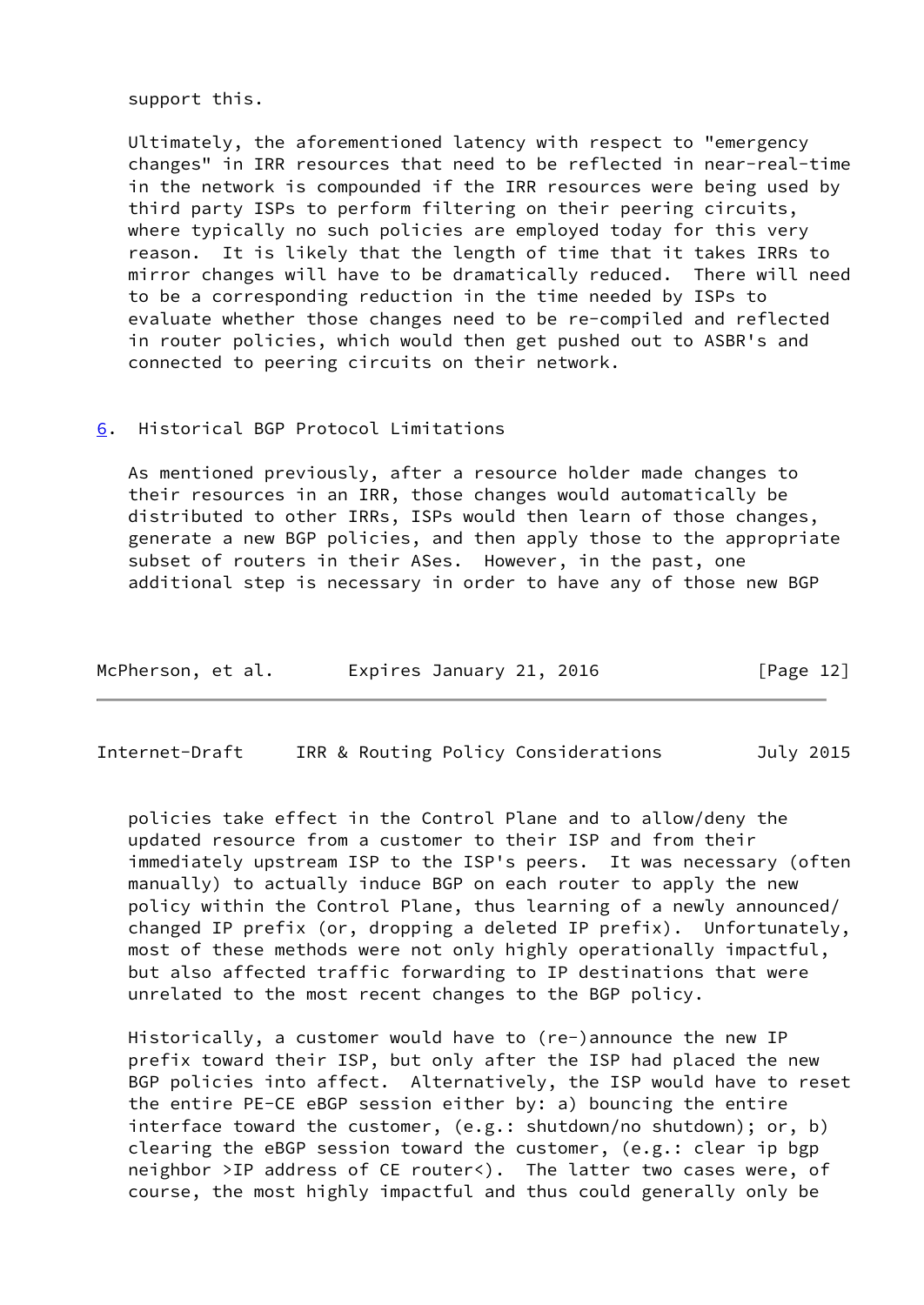support this.

Ultimately, the aforementioned latency with respect to "emergency changes" in IRR resources that need to be reflected in near-real-time in the network is compounded if the IRR resources were being used by third party ISPs to perform filtering on their peering circuits, where typically no such policies are employed today for this very reason. It is likely that the length of time that it takes IRRs to mirror changes will have to be dramatically reduced. There will need to be a corresponding reduction in the time needed by ISPs to evaluate whether those changes need to be re-compiled and reflected in router policies, which would then get pushed out to ASBR's and connected to peering circuits on their network.

## 6. Historical BGP Protocol Limitations

As mentioned previously, after a resource holder made changes to their resources in an IRR, those changes would automatically be distributed to other IRRs, ISPs would then learn of those changes, generate a new BGP policies, and then apply those to the appropriate subset of routers in their ASes. However, in the past, one additional step is necessary in order to have any of those new BGP policies take effect in the Control Plane and to allow/deny the updated resource from a customer to their ISP and from their immediately upstream ISP to the ISP's peers. It was necessary (often manually) to actually induce BGP on each router to apply the new policy within the Control Plane, thus learning of a newly announced/changed IP prefix (or, dropping a deleted IP prefix). Unfortunately, most of these methods were not only highly operationally impactful, but also affected traffic forwarding to IP destinations that were unrelated to the most recent changes to the BGP policy.

Historically, a customer would have to (re-)announce the new IP prefix toward their ISP, but only after the ISP had placed the new BGP policies into affect. Alternatively, the ISP would have to reset the entire PE-CE eBGP session either by: a) bouncing the entire interface toward the customer, (e.g.: shutdown/no shutdown); or, b) clearing the eBGP session toward the customer, (e.g.: clear ip bgp neighbor >IP address of CE router<). The latter two cases were, of course, the most highly impactful and thus could generally only be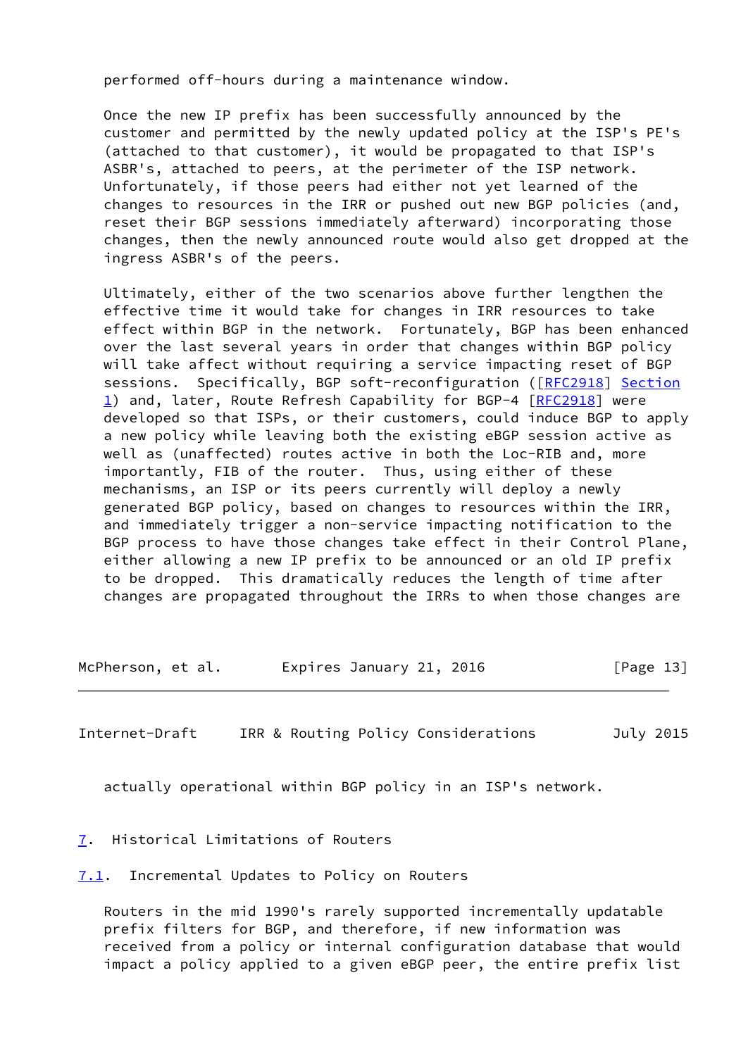performed off-hours during a maintenance window.

Once the new IP prefix has been successfully announced by the customer and permitted by the newly updated policy at the ISP's PE's (attached to that customer), it would be propagated to that ISP's ASBR's, attached to peers, at the perimeter of the ISP network. Unfortunately, if those peers had either not yet learned of the changes to resources in the IRR or pushed out new BGP policies (and, reset their BGP sessions immediately afterward) incorporating those changes, then the newly announced route would also get dropped at the ingress ASBR's of the peers.

Ultimately, either of the two scenarios above further lengthen the effective time it would take for changes in IRR resources to take effect within BGP in the network. Fortunately, BGP has been enhanced over the last several years in order that changes within BGP policy will take affect without requiring a service impacting reset of BGP sessions. Specifically, BGP soft-reconfiguration ([RFC2918] Section 1) and, later, Route Refresh Capability for BGP-4 [RFC2918] were developed so that ISPs, or their customers, could induce BGP to apply a new policy while leaving both the existing eBGP session active as well as (unaffected) routes active in both the Loc-RIB and, more importantly, FIB of the router. Thus, using either of these mechanisms, an ISP or its peers currently will deploy a newly generated BGP policy, based on changes to resources within the IRR, and immediately trigger a non-service impacting notification to the BGP process to have those changes take effect in their Control Plane, either allowing a new IP prefix to be announced or an old IP prefix to be dropped. This dramatically reduces the length of time after changes are propagated throughout the IRRs to when those changes are actually operational within BGP policy in an ISP's network.

## 7. Historical Limitations of Routers

### 7.1. Incremental Updates to Policy on Routers

Routers in the mid 1990's rarely supported incrementally updatable prefix filters for BGP, and therefore, if new information was received from a policy or internal configuration database that would impact a policy applied to a given eBGP peer, the entire prefix list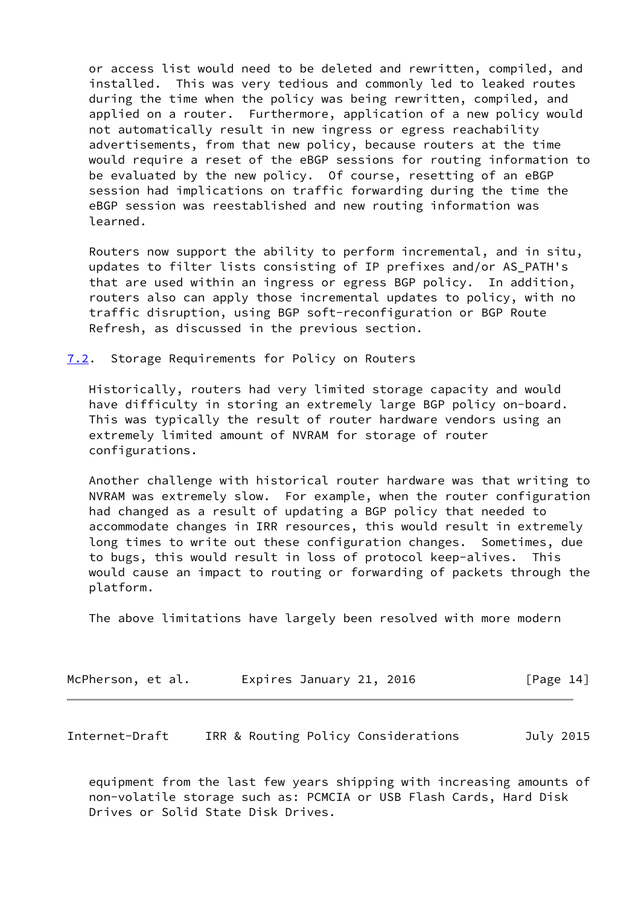or access list would need to be deleted and rewritten, compiled, and installed. This was very tedious and commonly led to leaked routes during the time when the policy was being rewritten, compiled, and applied on a router. Furthermore, application of a new policy would not automatically result in new ingress or egress reachability advertisements, from that new policy, because routers at the time would require a reset of the eBGP sessions for routing information to be evaluated by the new policy. Of course, resetting of an eBGP session had implications on traffic forwarding during the time the eBGP session was reestablished and new routing information was learned.

Routers now support the ability to perform incremental, and in situ, updates to filter lists consisting of IP prefixes and/or AS_PATH's that are used within an ingress or egress BGP policy. In addition, routers also can apply those incremental updates to policy, with no traffic disruption, using BGP soft-reconfiguration or BGP Route Refresh, as discussed in the previous section.

### 7.2. Storage Requirements for Policy on Routers

Historically, routers had very limited storage capacity and would have difficulty in storing an extremely large BGP policy on-board. This was typically the result of router hardware vendors using an extremely limited amount of NVRAM for storage of router configurations.

Another challenge with historical router hardware was that writing to NVRAM was extremely slow. For example, when the router configuration had changed as a result of updating a BGP policy that needed to accommodate changes in IRR resources, this would result in extremely long times to write out these configuration changes. Sometimes, due to bugs, this would result in loss of protocol keep-alives. This would cause an impact to routing or forwarding of packets through the platform.

The above limitations have largely been resolved with more modern equipment from the last few years shipping with increasing amounts of non-volatile storage such as: PCMCIA or USB Flash Cards, Hard Disk Drives or Solid State Disk Drives.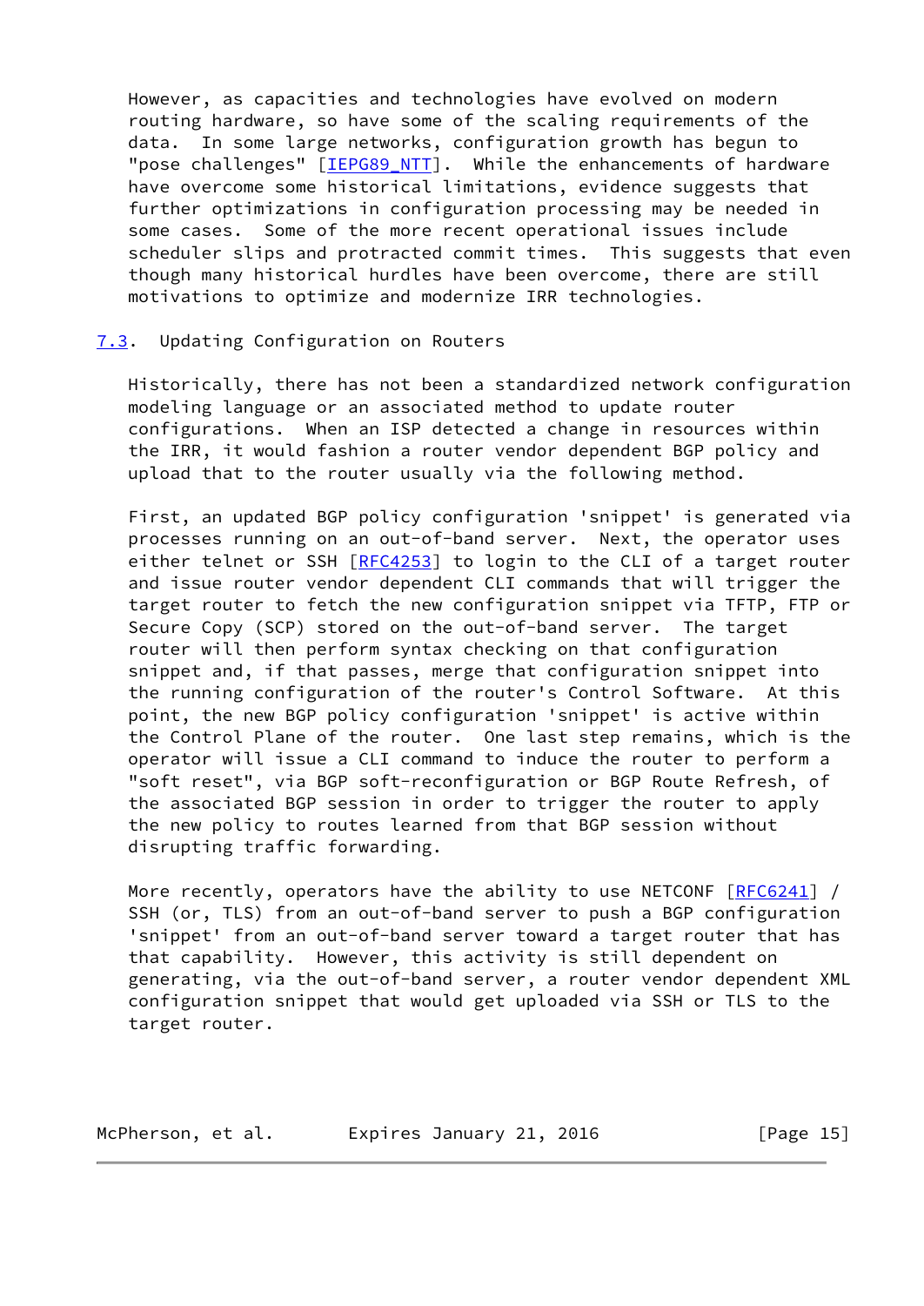However, as capacities and technologies have evolved on modern routing hardware, so have some of the scaling requirements of the data. In some large networks, configuration growth has begun to "pose challenges" [IEPG89_NTT]. While the enhancements of hardware have overcome some historical limitations, evidence suggests that further optimizations in configuration processing may be needed in some cases. Some of the more recent operational issues include scheduler slips and protracted commit times. This suggests that even though many historical hurdles have been overcome, there are still motivations to optimize and modernize IRR technologies.

### 7.3. Updating Configuration on Routers

Historically, there has not been a standardized network configuration modeling language or an associated method to update router configurations. When an ISP detected a change in resources within the IRR, it would fashion a router vendor dependent BGP policy and upload that to the router usually via the following method.

First, an updated BGP policy configuration 'snippet' is generated via processes running on an out-of-band server. Next, the operator uses either telnet or SSH [RFC4253] to login to the CLI of a target router and issue router vendor dependent CLI commands that will trigger the target router to fetch the new configuration snippet via TFTP, FTP or Secure Copy (SCP) stored on the out-of-band server. The target router will then perform syntax checking on that configuration snippet and, if that passes, merge that configuration snippet into the running configuration of the router's Control Software. At this point, the new BGP policy configuration 'snippet' is active within the Control Plane of the router. One last step remains, which is the operator will issue a CLI command to induce the router to perform a "soft reset", via BGP soft-reconfiguration or BGP Route Refresh, of the associated BGP session in order to trigger the router to apply the new policy to routes learned from that BGP session without disrupting traffic forwarding.

More recently, operators have the ability to use NETCONF [RFC6241] / SSH (or, TLS) from an out-of-band server to push a BGP configuration 'snippet' from an out-of-band server toward a target router that has that capability. However, this activity is still dependent on generating, via the out-of-band server, a router vendor dependent XML configuration snippet that would get uploaded via SSH or TLS to the target router.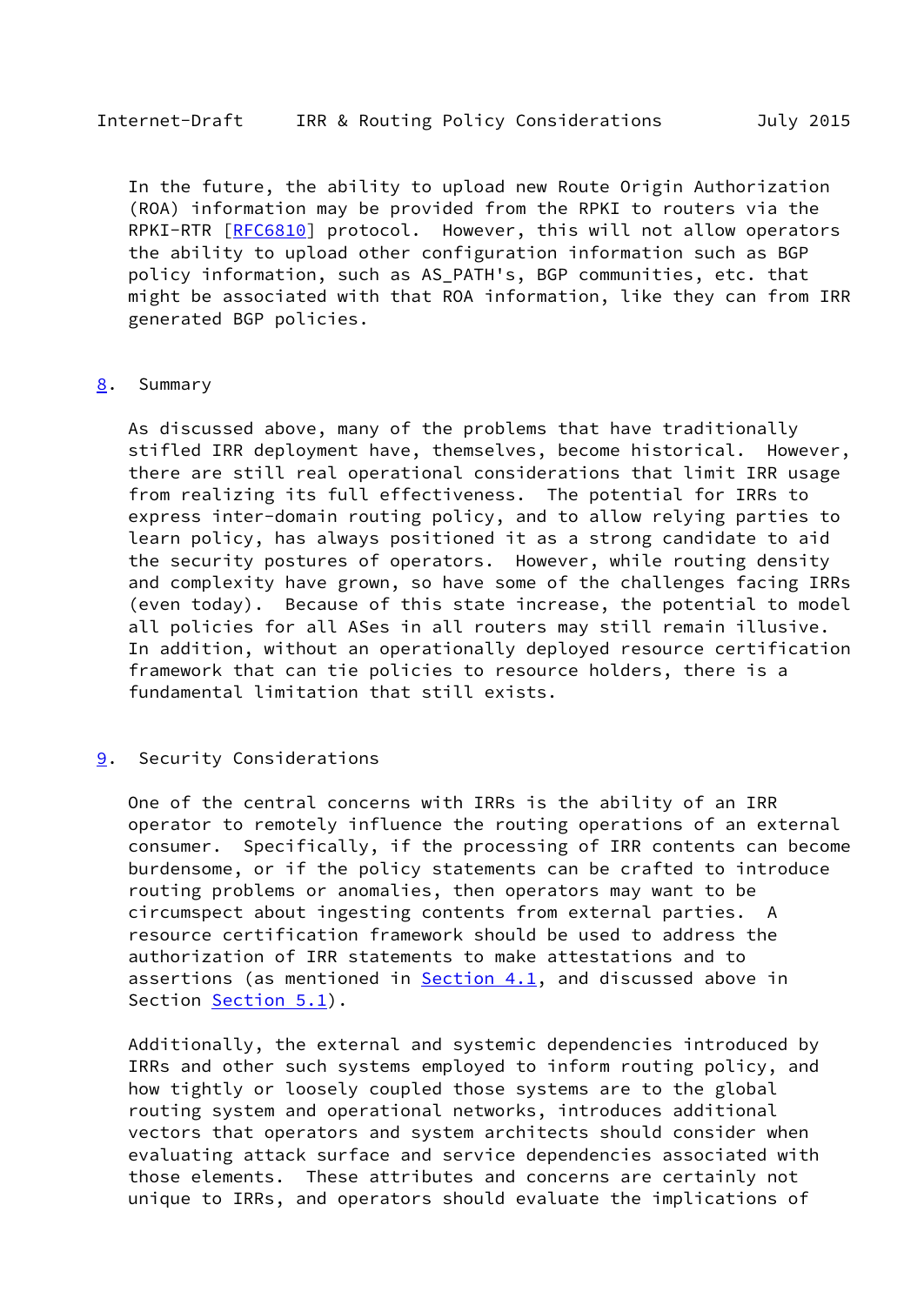In the future, the ability to upload new Route Origin Authorization (ROA) information may be provided from the RPKI to routers via the RPKI-RTR [RFC6810] protocol. However, this will not allow operators the ability to upload other configuration information such as BGP policy information, such as AS_PATH's, BGP communities, etc. that might be associated with that ROA information, like they can from IRR generated BGP policies.

## 8. Summary

As discussed above, many of the problems that have traditionally stifled IRR deployment have, themselves, become historical. However, there are still real operational considerations that limit IRR usage from realizing its full effectiveness. The potential for IRRs to express inter-domain routing policy, and to allow relying parties to learn policy, has always positioned it as a strong candidate to aid the security postures of operators. However, while routing density and complexity have grown, so have some of the challenges facing IRRs (even today). Because of this state increase, the potential to model all policies for all ASes in all routers may still remain illusive. In addition, without an operationally deployed resource certification framework that can tie policies to resource holders, there is a fundamental limitation that still exists.

## 9. Security Considerations

One of the central concerns with IRRs is the ability of an IRR operator to remotely influence the routing operations of an external consumer. Specifically, if the processing of IRR contents can become burdensome, or if the policy statements can be crafted to introduce routing problems or anomalies, then operators may want to be circumspect about ingesting contents from external parties. A resource certification framework should be used to address the authorization of IRR statements to make attestations and to assertions (as mentioned in Section 4.1, and discussed above in Section Section 5.1).

Additionally, the external and systemic dependencies introduced by IRRs and other such systems employed to inform routing policy, and how tightly or loosely coupled those systems are to the global routing system and operational networks, introduces additional vectors that operators and system architects should consider when evaluating attack surface and service dependencies associated with those elements. These attributes and concerns are certainly not unique to IRRs, and operators should evaluate the implications of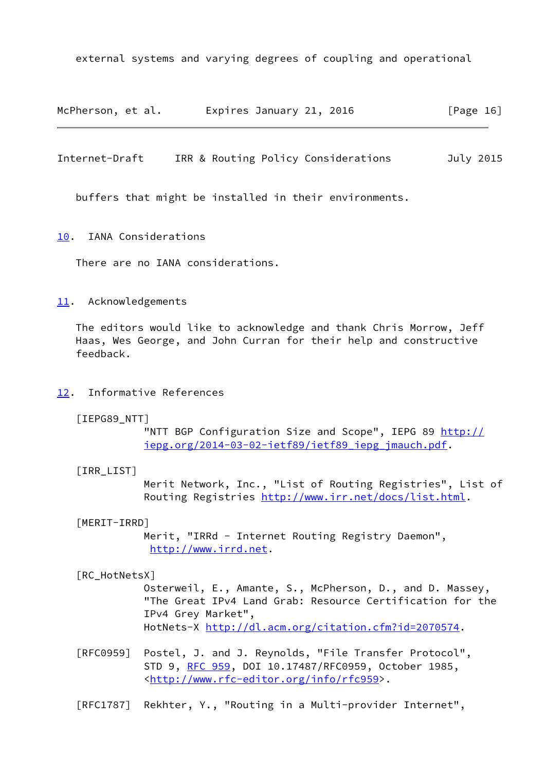external systems and varying degrees of coupling and operational buffers that might be installed in their environments.

## 10. IANA Considerations

There are no IANA considerations.

## 11. Acknowledgements

The editors would like to acknowledge and thank Chris Morrow, Jeff Haas, Wes George, and John Curran for their help and constructive feedback.

## 12. Informative References

[IEPG89_NTT]
"NTT BGP Configuration Size and Scope", IEPG 89 http://iepg.org/2014-03-02-ietf89/ietf89_iepg_jmauch.pdf.

[IRR_LIST]
Merit Network, Inc., "List of Routing Registries", List of Routing Registries http://www.irr.net/docs/list.html.

[MERIT-IRRD]
Merit, "IRRd - Internet Routing Registry Daemon", http://www.irrd.net.

[RC_HotNetsX]
Osterweil, E., Amante, S., McPherson, D., and D. Massey, "The Great IPv4 Land Grab: Resource Certification for the IPv4 Grey Market", HotNets-X http://dl.acm.org/citation.cfm?id=2070574.

[RFC0959] Postel, J. and J. Reynolds, "File Transfer Protocol", STD 9, RFC 959, DOI 10.17487/RFC0959, October 1985, <http://www.rfc-editor.org/info/rfc959>.

[RFC1787] Rekhter, Y., "Routing in a Multi-provider Internet",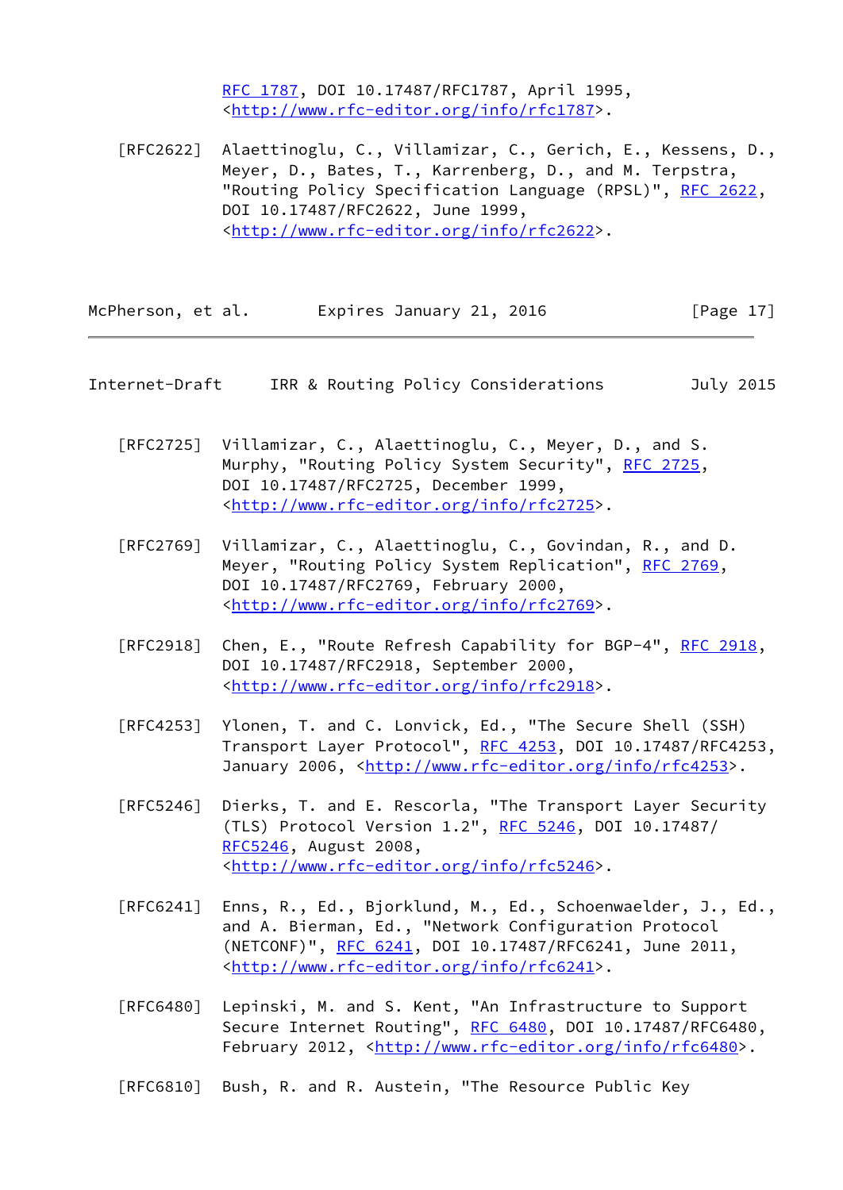RFC 1787, DOI 10.17487/RFC1787, April 1995, <http://www.rfc-editor.org/info/rfc1787>.

[RFC2622] Alaettinoglu, C., Villamizar, C., Gerich, E., Kessens, D., Meyer, D., Bates, T., Karrenberg, D., and M. Terpstra, "Routing Policy Specification Language (RPSL)", RFC 2622, DOI 10.17487/RFC2622, June 1999, <http://www.rfc-editor.org/info/rfc2622>.

[RFC2725] Villamizar, C., Alaettinoglu, C., Meyer, D., and S. Murphy, "Routing Policy System Security", RFC 2725, DOI 10.17487/RFC2725, December 1999, <http://www.rfc-editor.org/info/rfc2725>.

[RFC2769] Villamizar, C., Alaettinoglu, C., Govindan, R., and D. Meyer, "Routing Policy System Replication", RFC 2769, DOI 10.17487/RFC2769, February 2000, <http://www.rfc-editor.org/info/rfc2769>.

[RFC2918] Chen, E., "Route Refresh Capability for BGP-4", RFC 2918, DOI 10.17487/RFC2918, September 2000, <http://www.rfc-editor.org/info/rfc2918>.

[RFC4253] Ylonen, T. and C. Lonvick, Ed., "The Secure Shell (SSH) Transport Layer Protocol", RFC 4253, DOI 10.17487/RFC4253, January 2006, <http://www.rfc-editor.org/info/rfc4253>.

[RFC5246] Dierks, T. and E. Rescorla, "The Transport Layer Security (TLS) Protocol Version 1.2", RFC 5246, DOI 10.17487/RFC5246, August 2008, <http://www.rfc-editor.org/info/rfc5246>.

[RFC6241] Enns, R., Ed., Bjorklund, M., Ed., Schoenwaelder, J., Ed., and A. Bierman, Ed., "Network Configuration Protocol (NETCONF)", RFC 6241, DOI 10.17487/RFC6241, June 2011, <http://www.rfc-editor.org/info/rfc6241>.

[RFC6480] Lepinski, M. and S. Kent, "An Infrastructure to Support Secure Internet Routing", RFC 6480, DOI 10.17487/RFC6480, February 2012, <http://www.rfc-editor.org/info/rfc6480>.

[RFC6810] Bush, R. and R. Austein, "The Resource Public Key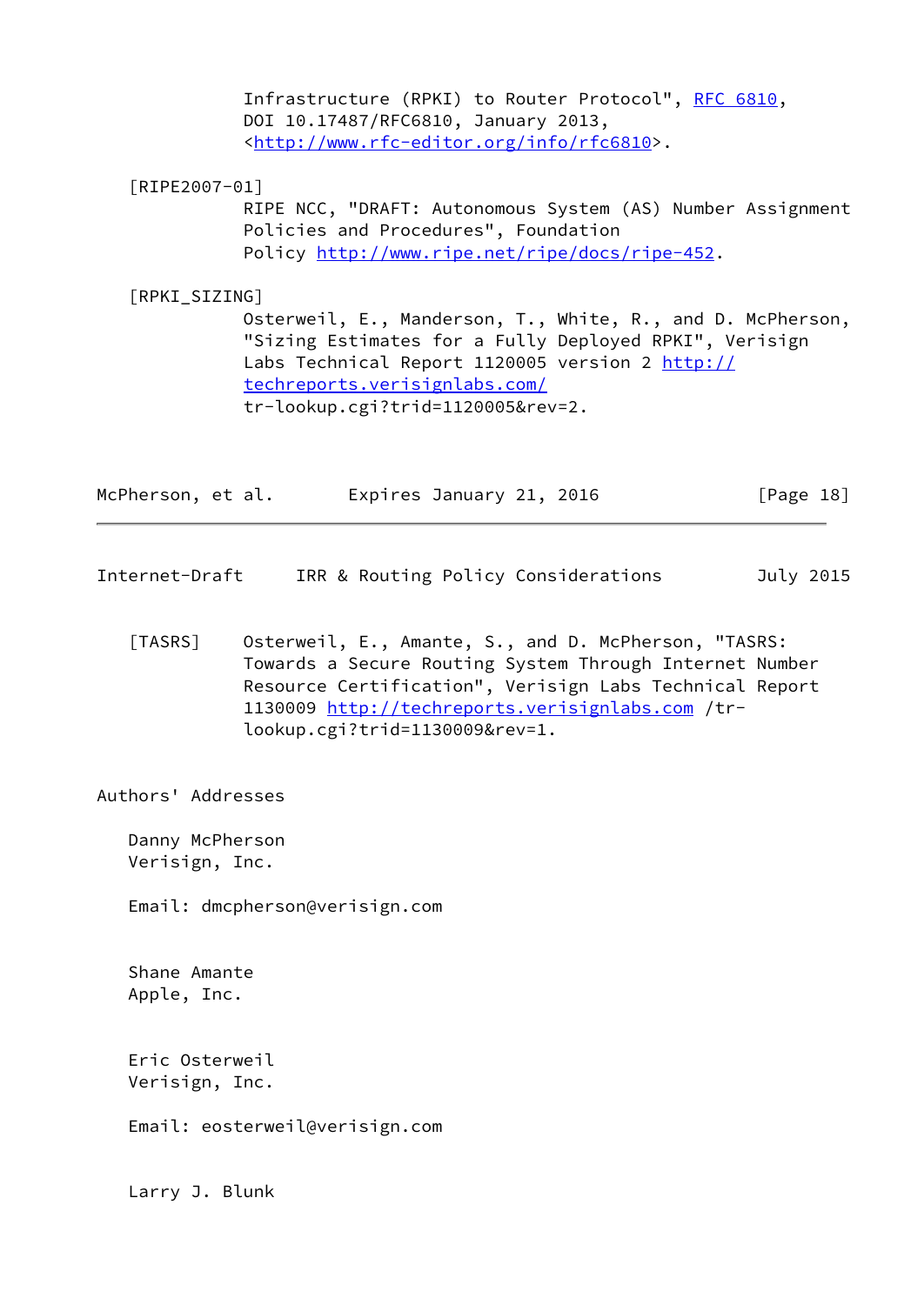Infrastructure (RPKI) to Router Protocol", RFC 6810, DOI 10.17487/RFC6810, January 2013, <http://www.rfc-editor.org/info/rfc6810>.

[RIPE2007-01]
RIPE NCC, "DRAFT: Autonomous System (AS) Number Assignment Policies and Procedures", Foundation Policy http://www.ripe.net/ripe/docs/ripe-452.

[RPKI_SIZING]
Osterweil, E., Manderson, T., White, R., and D. McPherson, "Sizing Estimates for a Fully Deployed RPKI", Verisign Labs Technical Report 1120005 version 2 http://techreports.verisignlabs.com/tr-lookup.cgi?trid=1120005&rev=2.

[TASRS]
Osterweil, E., Amante, S., and D. McPherson, "TASRS: Towards a Secure Routing System Through Internet Number Resource Certification", Verisign Labs Technical Report 1130009 http://techreports.verisignlabs.com /tr-lookup.cgi?trid=1130009&rev=1.

# Authors' Addresses

Danny McPherson
Verisign, Inc.

Email: dmcpherson@verisign.com

Shane Amante
Apple, Inc.

Eric Osterweil
Verisign, Inc.

Email: eosterweil@verisign.com

Larry J. Blunk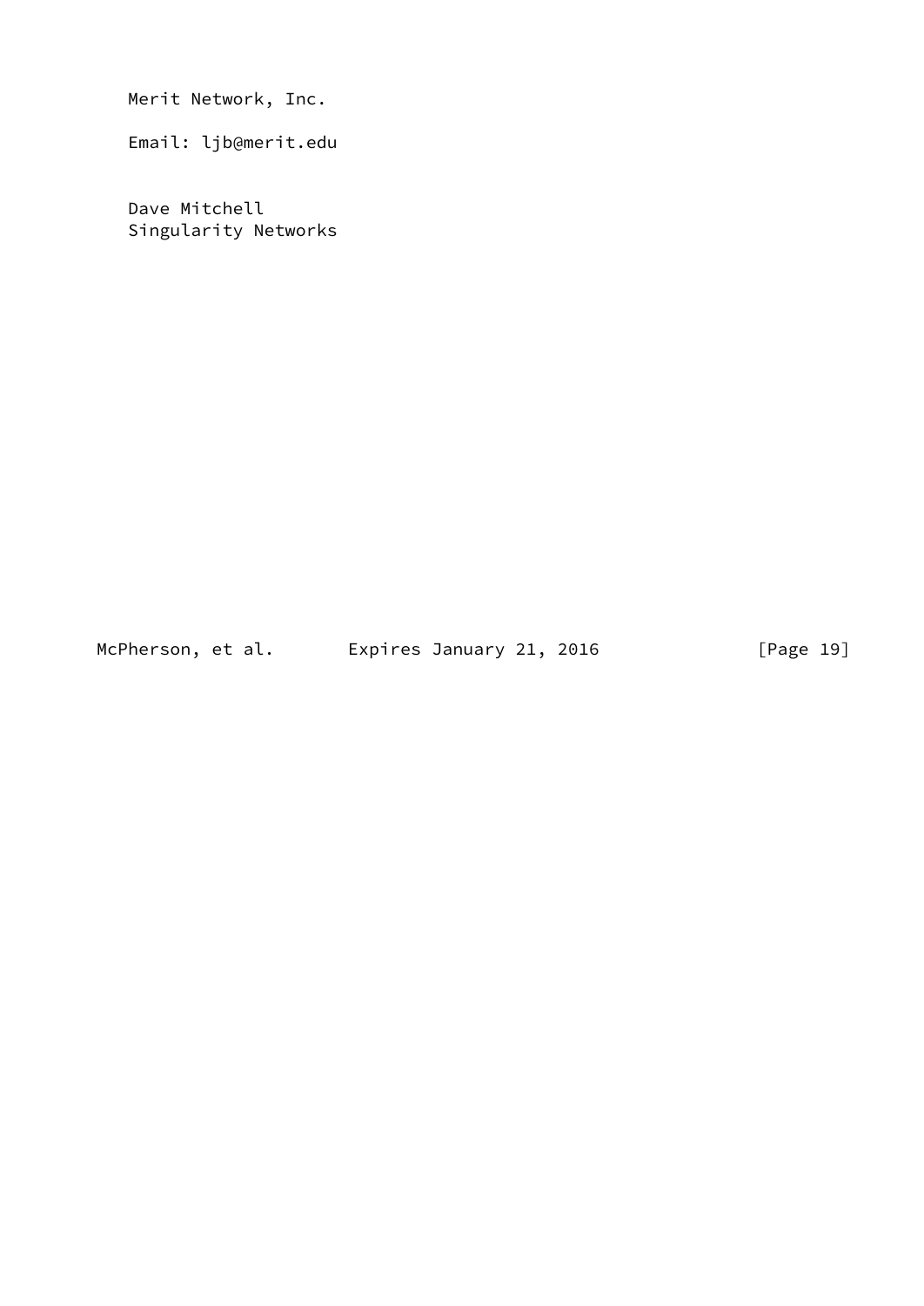Merit Network, Inc.

Email: ljb@merit.edu

Dave Mitchell
Singularity Networks